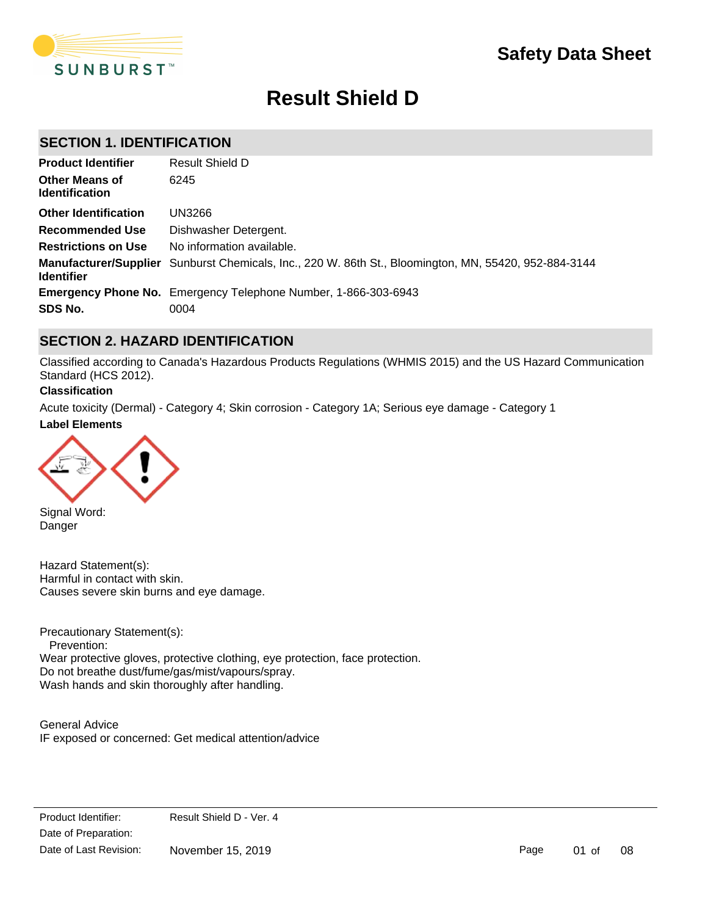# Safety Data Sheet

# Result Shield D

## SECTION 1. IDENTIFICATION

| | |
|---|---|
| **Product Identifier** | Result Shield D |
| **Other Means of Identification** | 6245 |
| **Other Identification** | UN3266 |
| **Recommended Use** | Dishwasher Detergent. |
| **Restrictions on Use** | No information available. |
| **Manufacturer/Supplier Identifier** | Sunburst Chemicals, Inc., 220 W. 86th St., Bloomington, MN, 55420, 952-884-3144 |
| **Emergency Phone No.** | Emergency Telephone Number, 1-866-303-6943 |
| **SDS No.** | 0004 |

## SECTION 2. HAZARD IDENTIFICATION

Classified according to Canada's Hazardous Products Regulations (WHMIS 2015) and the US Hazard Communication Standard (HCS 2012).

**Classification**

Acute toxicity (Dermal) - Category 4; Skin corrosion - Category 1A; Serious eye damage - Category 1

**Label Elements**

Signal Word:
Danger

Hazard Statement(s):
Harmful in contact with skin.
Causes severe skin burns and eye damage.

Precautionary Statement(s):
Prevention:
Wear protective gloves, protective clothing, eye protection, face protection.
Do not breathe dust/fume/gas/mist/vapours/spray.
Wash hands and skin thoroughly after handling.

General Advice
IF exposed or concerned: Get medical attention/advice

Product Identifier: Result Shield D - Ver. 4
Date of Preparation:
Date of Last Revision: November 15, 2019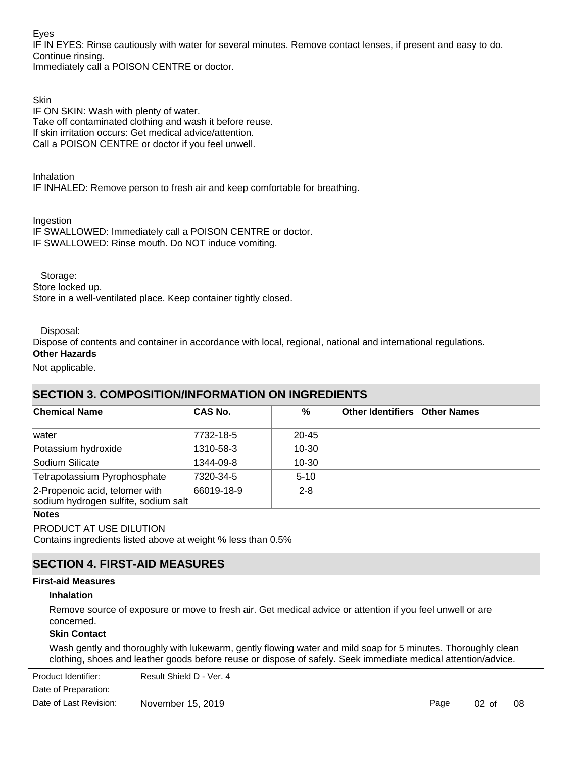Eyes

IF IN EYES: Rinse cautiously with water for several minutes. Remove contact lenses, if present and easy to do. Continue rinsing.

Immediately call a POISON CENTRE or doctor.

Skin

IF ON SKIN: Wash with plenty of water.

Take off contaminated clothing and wash it before reuse.

If skin irritation occurs: Get medical advice/attention.

Call a POISON CENTRE or doctor if you feel unwell.

Inhalation

IF INHALED: Remove person to fresh air and keep comfortable for breathing.

Ingestion

IF SWALLOWED: Immediately call a POISON CENTRE or doctor.

IF SWALLOWED: Rinse mouth. Do NOT induce vomiting.

Storage:

Store locked up.

Store in a well-ventilated place. Keep container tightly closed.

Disposal:

Dispose of contents and container in accordance with local, regional, national and international regulations.

**Other Hazards**

Not applicable.

## SECTION 3. COMPOSITION/INFORMATION ON INGREDIENTS

| Chemical Name | CAS No. | % | Other Identifiers | Other Names |
|---|---|---|---|---|
| water | 7732-18-5 | 20-45 | | |
| Potassium hydroxide | 1310-58-3 | 10-30 | | |
| Sodium Silicate | 1344-09-8 | 10-30 | | |
| Tetrapotassium Pyrophosphate | 7320-34-5 | 5-10 | | |
| 2-Propenoic acid, telomer with sodium hydrogen sulfite, sodium salt | 66019-18-9 | 2-8 | | |

**Notes**

PRODUCT AT USE DILUTION

Contains ingredients listed above at weight % less than 0.5%

## SECTION 4. FIRST-AID MEASURES

**First-aid Measures**

**Inhalation**

Remove source of exposure or move to fresh air. Get medical advice or attention if you feel unwell or are concerned.

**Skin Contact**

Wash gently and thoroughly with lukewarm, gently flowing water and mild soap for 5 minutes. Thoroughly clean clothing, shoes and leather goods before reuse or dispose of safely. Seek immediate medical attention/advice.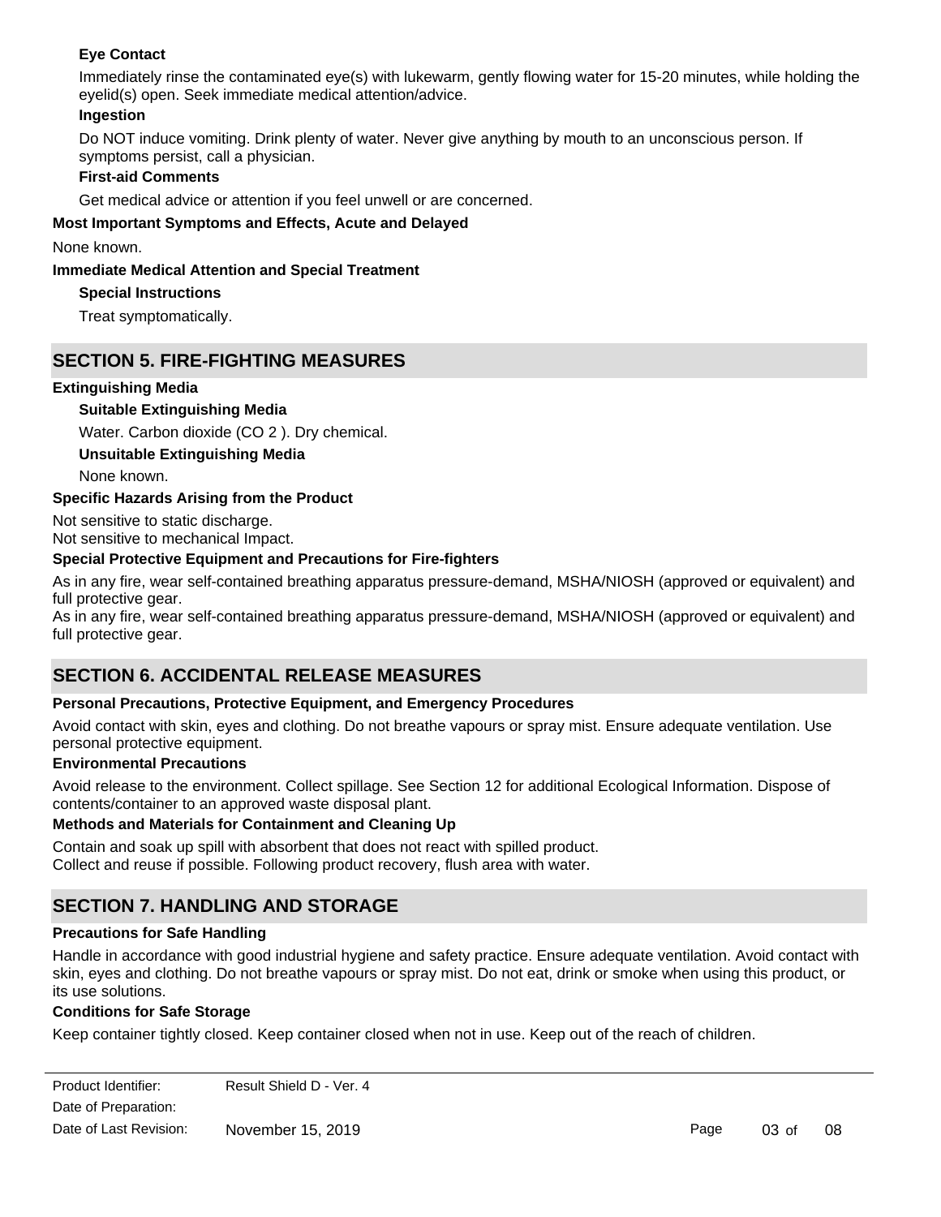### Eye Contact

Immediately rinse the contaminated eye(s) with lukewarm, gently flowing water for 15-20 minutes, while holding the eyelid(s) open. Seek immediate medical attention/advice.

### Ingestion

Do NOT induce vomiting. Drink plenty of water. Never give anything by mouth to an unconscious person. If symptoms persist, call a physician.

### First-aid Comments

Get medical advice or attention if you feel unwell or are concerned.

**Most Important Symptoms and Effects, Acute and Delayed**

None known.

**Immediate Medical Attention and Special Treatment**

### Special Instructions

Treat symptomatically.

## SECTION 5. FIRE-FIGHTING MEASURES

**Extinguishing Media**

### Suitable Extinguishing Media

Water. Carbon dioxide ($CO_2$). Dry chemical.

### Unsuitable Extinguishing Media

None known.

**Specific Hazards Arising from the Product**

Not sensitive to static discharge.
Not sensitive to mechanical Impact.

**Special Protective Equipment and Precautions for Fire-fighters**

As in any fire, wear self-contained breathing apparatus pressure-demand, MSHA/NIOSH (approved or equivalent) and full protective gear.
As in any fire, wear self-contained breathing apparatus pressure-demand, MSHA/NIOSH (approved or equivalent) and full protective gear.

## SECTION 6. ACCIDENTAL RELEASE MEASURES

**Personal Precautions, Protective Equipment, and Emergency Procedures**

Avoid contact with skin, eyes and clothing. Do not breathe vapours or spray mist. Ensure adequate ventilation. Use personal protective equipment.

**Environmental Precautions**

Avoid release to the environment. Collect spillage. See Section 12 for additional Ecological Information. Dispose of contents/container to an approved waste disposal plant.

**Methods and Materials for Containment and Cleaning Up**

Contain and soak up spill with absorbent that does not react with spilled product.
Collect and reuse if possible. Following product recovery, flush area with water.

## SECTION 7. HANDLING AND STORAGE

**Precautions for Safe Handling**

Handle in accordance with good industrial hygiene and safety practice. Ensure adequate ventilation. Avoid contact with skin, eyes and clothing. Do not breathe vapours or spray mist. Do not eat, drink or smoke when using this product, or its use solutions.

**Conditions for Safe Storage**

Keep container tightly closed. Keep container closed when not in use. Keep out of the reach of children.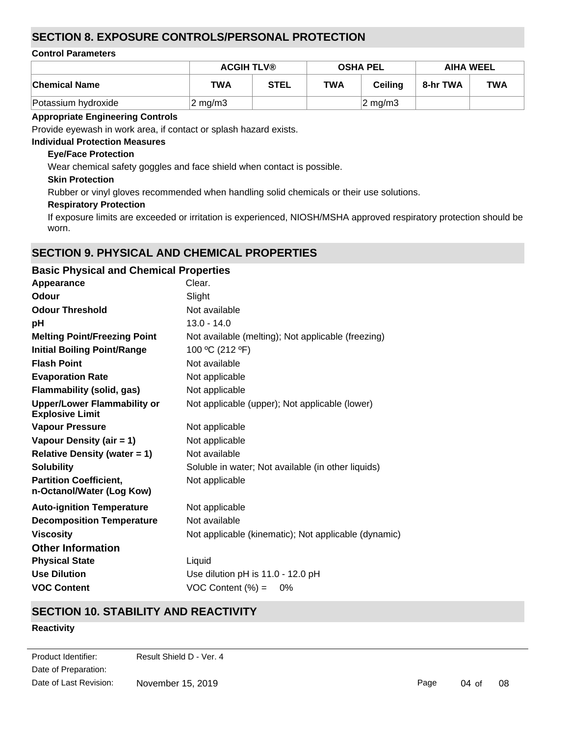## SECTION 8. EXPOSURE CONTROLS/PERSONAL PROTECTION

**Control Parameters**

| | ACGIH TLV® | | OSHA PEL | | AIHA WEEL | |
|---|---|---|---|---|---|---|
| **Chemical Name** | **TWA** | **STEL** | **TWA** | **Ceiling** | **8-hr TWA** | **TWA** |
| Potassium hydroxide | 2 mg/m3 | | | 2 mg/m3 | | |

**Appropriate Engineering Controls**

Provide eyewash in work area, if contact or splash hazard exists.

**Individual Protection Measures**

**Eye/Face Protection**

Wear chemical safety goggles and face shield when contact is possible.

**Skin Protection**

Rubber or vinyl gloves recommended when handling solid chemicals or their use solutions.

**Respiratory Protection**

If exposure limits are exceeded or irritation is experienced, NIOSH/MSHA approved respiratory protection should be worn.

## SECTION 9. PHYSICAL AND CHEMICAL PROPERTIES

### Basic Physical and Chemical Properties

**Appearance** Clear.

**Odour** Slight

**Odour Threshold** Not available

**pH** 13.0 - 14.0

**Melting Point/Freezing Point** Not available (melting); Not applicable (freezing)

**Initial Boiling Point/Range** 100 ºC (212 ºF)

**Flash Point** Not available

**Evaporation Rate** Not applicable

**Flammability (solid, gas)** Not applicable

**Upper/Lower Flammability or Explosive Limit** Not applicable (upper); Not applicable (lower)

**Vapour Pressure** Not applicable

**Vapour Density (air = 1)** Not applicable

**Relative Density (water = 1)** Not available

**Solubility** Soluble in water; Not available (in other liquids)

**Partition Coefficient, n-Octanol/Water (Log Kow)** Not applicable

**Auto-ignition Temperature** Not applicable

**Decomposition Temperature** Not available

**Viscosity** Not applicable (kinematic); Not applicable (dynamic)

### Other Information

**Physical State** Liquid

**Use Dilution** Use dilution pH is 11.0 - 12.0 pH

**VOC Content** VOC Content (%) = 0%

## SECTION 10. STABILITY AND REACTIVITY

**Reactivity**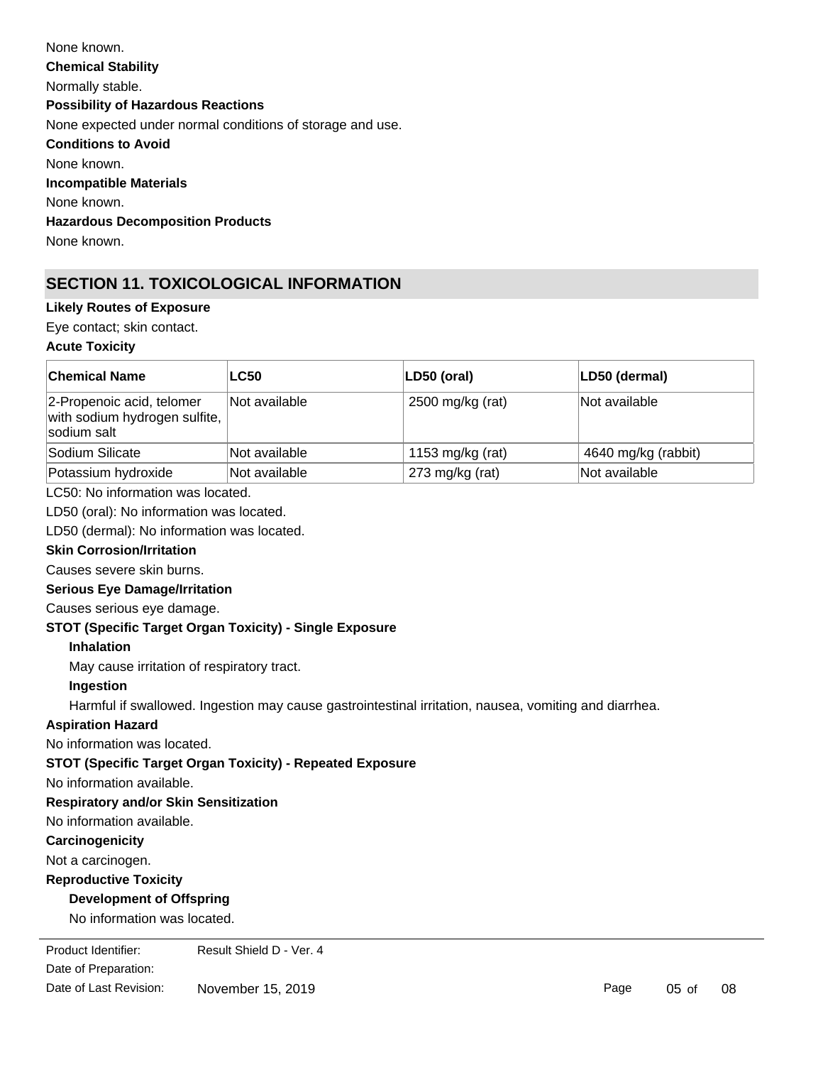None known.

**Chemical Stability**

Normally stable.

**Possibility of Hazardous Reactions**

None expected under normal conditions of storage and use.

**Conditions to Avoid**

None known.

**Incompatible Materials**

None known.

**Hazardous Decomposition Products**

None known.

## SECTION 11. TOXICOLOGICAL INFORMATION

**Likely Routes of Exposure**

Eye contact; skin contact.

**Acute Toxicity**

| Chemical Name | LC50 | LD50 (oral) | LD50 (dermal) |
|---|---|---|---|
| 2-Propenoic acid, telomer with sodium hydrogen sulfite, sodium salt | Not available | 2500 mg/kg (rat) | Not available |
| Sodium Silicate | Not available | 1153 mg/kg (rat) | 4640 mg/kg (rabbit) |
| Potassium hydroxide | Not available | 273 mg/kg (rat) | Not available |

LC50: No information was located.

LD50 (oral): No information was located.

LD50 (dermal): No information was located.

**Skin Corrosion/Irritation**

Causes severe skin burns.

**Serious Eye Damage/Irritation**

Causes serious eye damage.

**STOT (Specific Target Organ Toxicity) - Single Exposure**

**Inhalation**

May cause irritation of respiratory tract.

**Ingestion**

Harmful if swallowed. Ingestion may cause gastrointestinal irritation, nausea, vomiting and diarrhea.

**Aspiration Hazard**

No information was located.

**STOT (Specific Target Organ Toxicity) - Repeated Exposure**

No information available.

**Respiratory and/or Skin Sensitization**

No information available.

**Carcinogenicity**

Not a carcinogen.

**Reproductive Toxicity**

**Development of Offspring**

No information was located.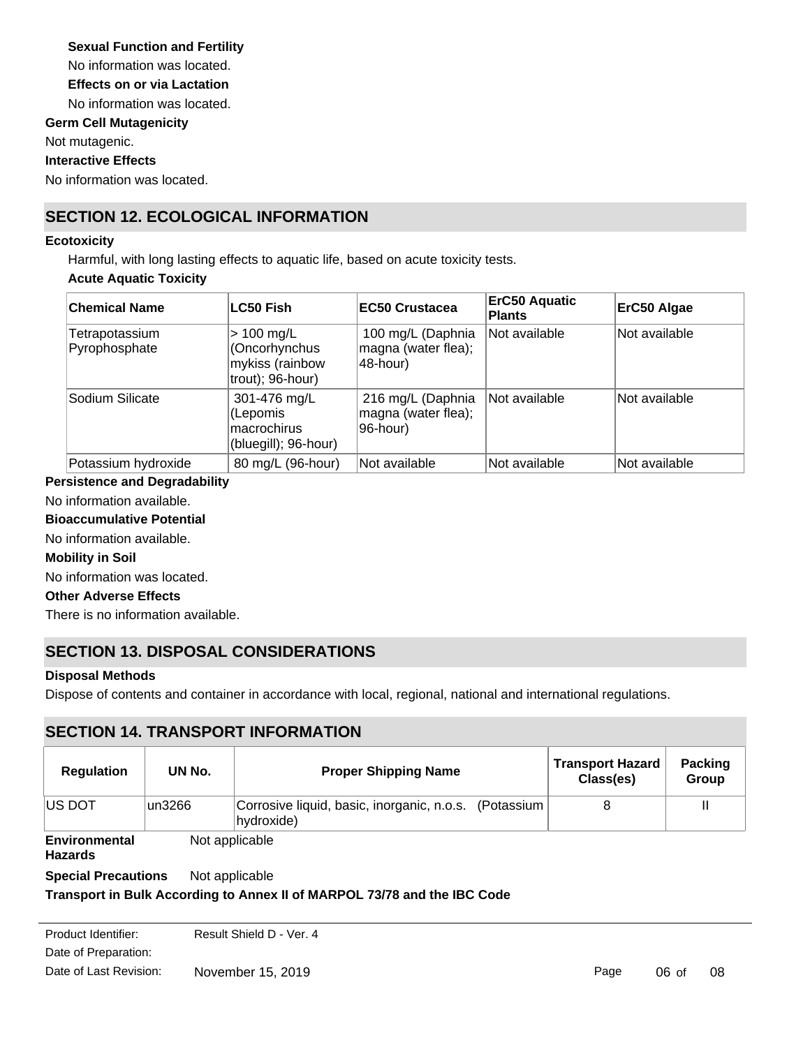**Sexual Function and Fertility**

No information was located.

**Effects on or via Lactation**

No information was located.

**Germ Cell Mutagenicity**

Not mutagenic.

**Interactive Effects**

No information was located.

## SECTION 12. ECOLOGICAL INFORMATION

**Ecotoxicity**

Harmful, with long lasting effects to aquatic life, based on acute toxicity tests.

**Acute Aquatic Toxicity**

| Chemical Name | LC50 Fish | EC50 Crustacea | ErC50 Aquatic Plants | ErC50 Algae |
|---|---|---|---|---|
| Tetrapotassium Pyrophosphate | > 100 mg/L (Oncorhynchus mykiss (rainbow trout); 96-hour) | 100 mg/L (Daphnia magna (water flea); 48-hour) | Not available | Not available |
| Sodium Silicate | 301-476 mg/L (Lepomis macrochirus (bluegill); 96-hour) | 216 mg/L (Daphnia magna (water flea); 96-hour) | Not available | Not available |
| Potassium hydroxide | 80 mg/L (96-hour) | Not available | Not available | Not available |

**Persistence and Degradability**

No information available.

**Bioaccumulative Potential**

No information available.

**Mobility in Soil**

No information was located.

**Other Adverse Effects**

There is no information available.

## SECTION 13. DISPOSAL CONSIDERATIONS

**Disposal Methods**

Dispose of contents and container in accordance with local, regional, national and international regulations.

## SECTION 14. TRANSPORT INFORMATION

| Regulation | UN No. | Proper Shipping Name | Transport Hazard Class(es) | Packing Group |
|---|---|---|---|---|
| US DOT | un3266 | Corrosive liquid, basic, inorganic, n.o.s. (Potassium hydroxide) | 8 | II |

**Environmental Hazards** Not applicable

**Special Precautions** Not applicable

**Transport in Bulk According to Annex II of MARPOL 73/78 and the IBC Code**

Product Identifier: Result Shield D - Ver. 4

Date of Preparation:

Date of Last Revision: November 15, 2019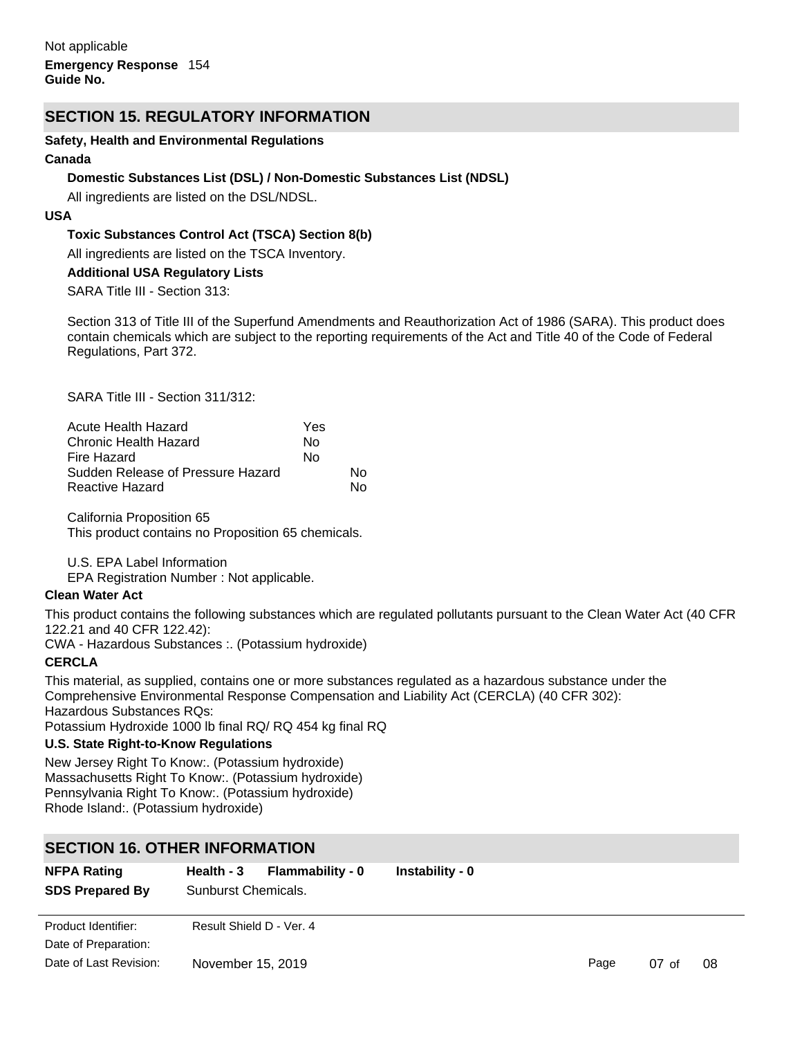Not applicable

**Emergency Response Guide No.** 154

## SECTION 15. REGULATORY INFORMATION

**Safety, Health and Environmental Regulations**

**Canada**

**Domestic Substances List (DSL) / Non-Domestic Substances List (NDSL)**

All ingredients are listed on the DSL/NDSL.

**USA**

**Toxic Substances Control Act (TSCA) Section 8(b)**

All ingredients are listed on the TSCA Inventory.

**Additional USA Regulatory Lists**

SARA Title III - Section 313:

Section 313 of Title III of the Superfund Amendments and Reauthorization Act of 1986 (SARA). This product does contain chemicals which are subject to the reporting requirements of the Act and Title 40 of the Code of Federal Regulations, Part 372.

SARA Title III - Section 311/312:

| | |
|---|---|
| Acute Health Hazard | Yes |
| Chronic Health Hazard | No |
| Fire Hazard | No |
| Sudden Release of Pressure Hazard | No |
| Reactive Hazard | No |

California Proposition 65
This product contains no Proposition 65 chemicals.

U.S. EPA Label Information
EPA Registration Number : Not applicable.

**Clean Water Act**

This product contains the following substances which are regulated pollutants pursuant to the Clean Water Act (40 CFR 122.21 and 40 CFR 122.42):
CWA - Hazardous Substances :. (Potassium hydroxide)

**CERCLA**

This material, as supplied, contains one or more substances regulated as a hazardous substance under the Comprehensive Environmental Response Compensation and Liability Act (CERCLA) (40 CFR 302):
Hazardous Substances RQs:
Potassium Hydroxide 1000 lb final RQ/ RQ 454 kg final RQ

**U.S. State Right-to-Know Regulations**

New Jersey Right To Know:. (Potassium hydroxide)
Massachusetts Right To Know:. (Potassium hydroxide)
Pennsylvania Right To Know:. (Potassium hydroxide)
Rhode Island:. (Potassium hydroxide)

## SECTION 16. OTHER INFORMATION

**NFPA Rating** **Health - 3** **Flammability - 0** **Instability - 0**

**SDS Prepared By** Sunburst Chemicals.

Product Identifier: Result Shield D - Ver. 4
Date of Preparation:
Date of Last Revision: November 15, 2019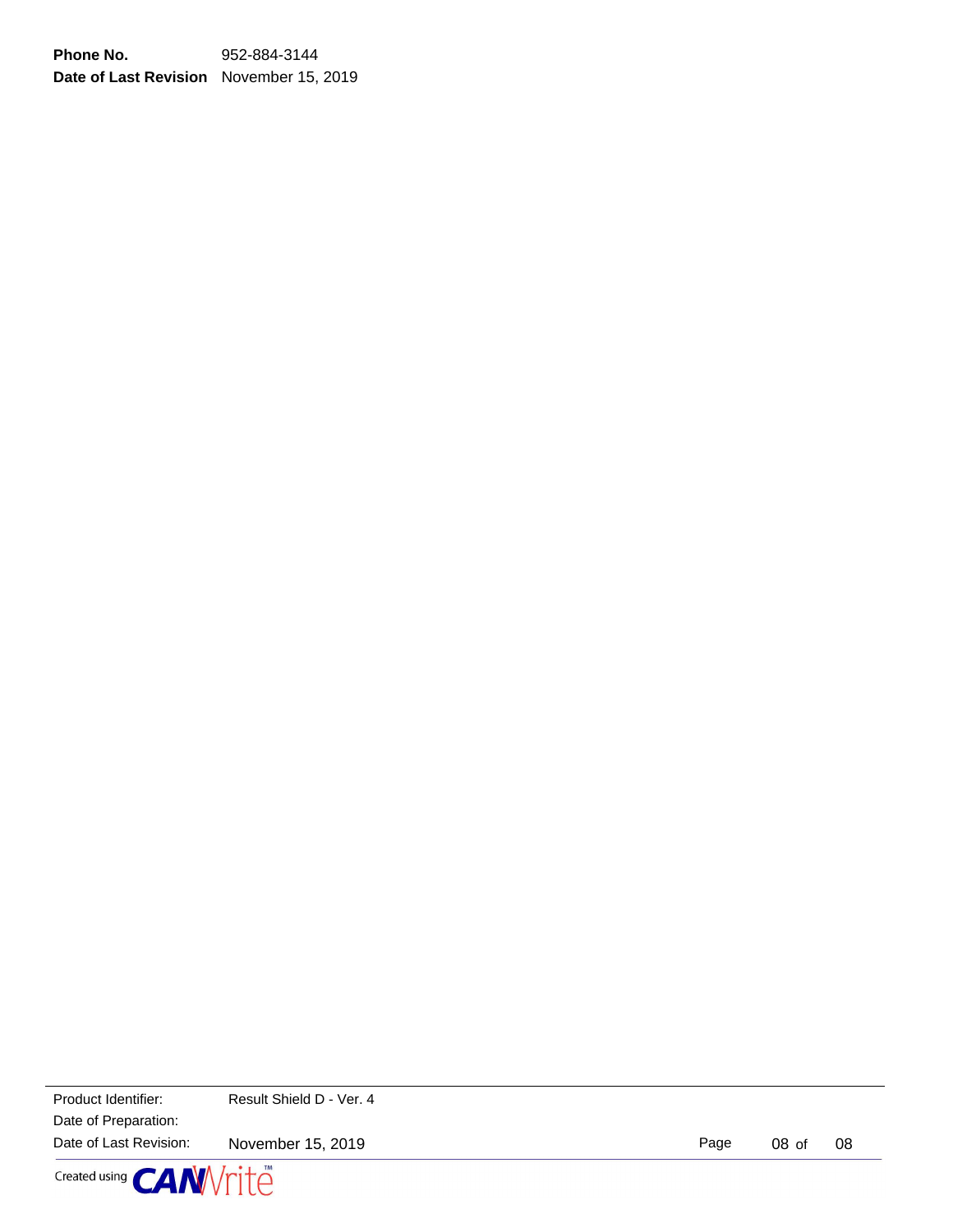**Phone No.** 952-884-3144

**Date of Last Revision** November 15, 2019